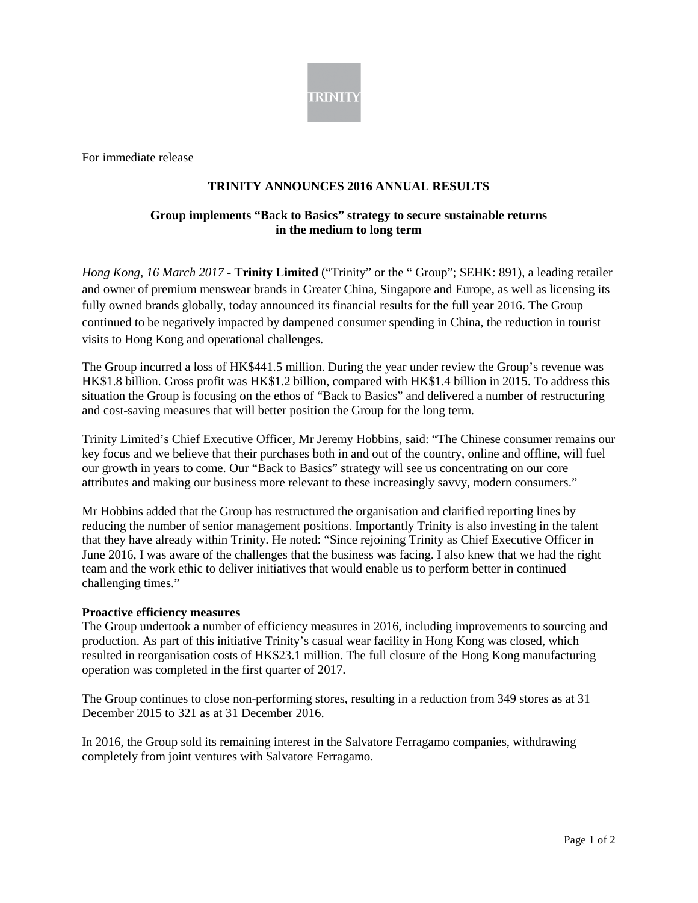For immediate release

# TRINITY ANNOUNCES 2016 ANNUAL RESULTS

## Group implements "Back to Basics" strategy to secure sustainable returns in the medium to long term

*Hong Kong, 16 March 2017* - **Trinity Limited** ("Trinity" or the " Group"; SEHK: 891), a leading retailer and owner of premium menswear brands in Greater China, Singapore and Europe, as well as licensing its fully owned brands globally, today announced its financial results for the full year 2016. The Group continued to be negatively impacted by dampened consumer spending in China, the reduction in tourist visits to Hong Kong and operational challenges.

The Group incurred a loss of HK$441.5 million. During the year under review the Group's revenue was HK$1.8 billion. Gross profit was HK$1.2 billion, compared with HK$1.4 billion in 2015. To address this situation the Group is focusing on the ethos of "Back to Basics" and delivered a number of restructuring and cost-saving measures that will better position the Group for the long term.

Trinity Limited's Chief Executive Officer, Mr Jeremy Hobbins, said: "The Chinese consumer remains our key focus and we believe that their purchases both in and out of the country, online and offline, will fuel our growth in years to come. Our "Back to Basics" strategy will see us concentrating on our core attributes and making our business more relevant to these increasingly savvy, modern consumers."

Mr Hobbins added that the Group has restructured the organisation and clarified reporting lines by reducing the number of senior management positions. Importantly Trinity is also investing in the talent that they have already within Trinity. He noted: "Since rejoining Trinity as Chief Executive Officer in June 2016, I was aware of the challenges that the business was facing. I also knew that we had the right team and the work ethic to deliver initiatives that would enable us to perform better in continued challenging times."

**Proactive efficiency measures**

The Group undertook a number of efficiency measures in 2016, including improvements to sourcing and production. As part of this initiative Trinity's casual wear facility in Hong Kong was closed, which resulted in reorganisation costs of HK$23.1 million. The full closure of the Hong Kong manufacturing operation was completed in the first quarter of 2017.

The Group continues to close non-performing stores, resulting in a reduction from 349 stores as at 31 December 2015 to 321 as at 31 December 2016.

In 2016, the Group sold its remaining interest in the Salvatore Ferragamo companies, withdrawing completely from joint ventures with Salvatore Ferragamo.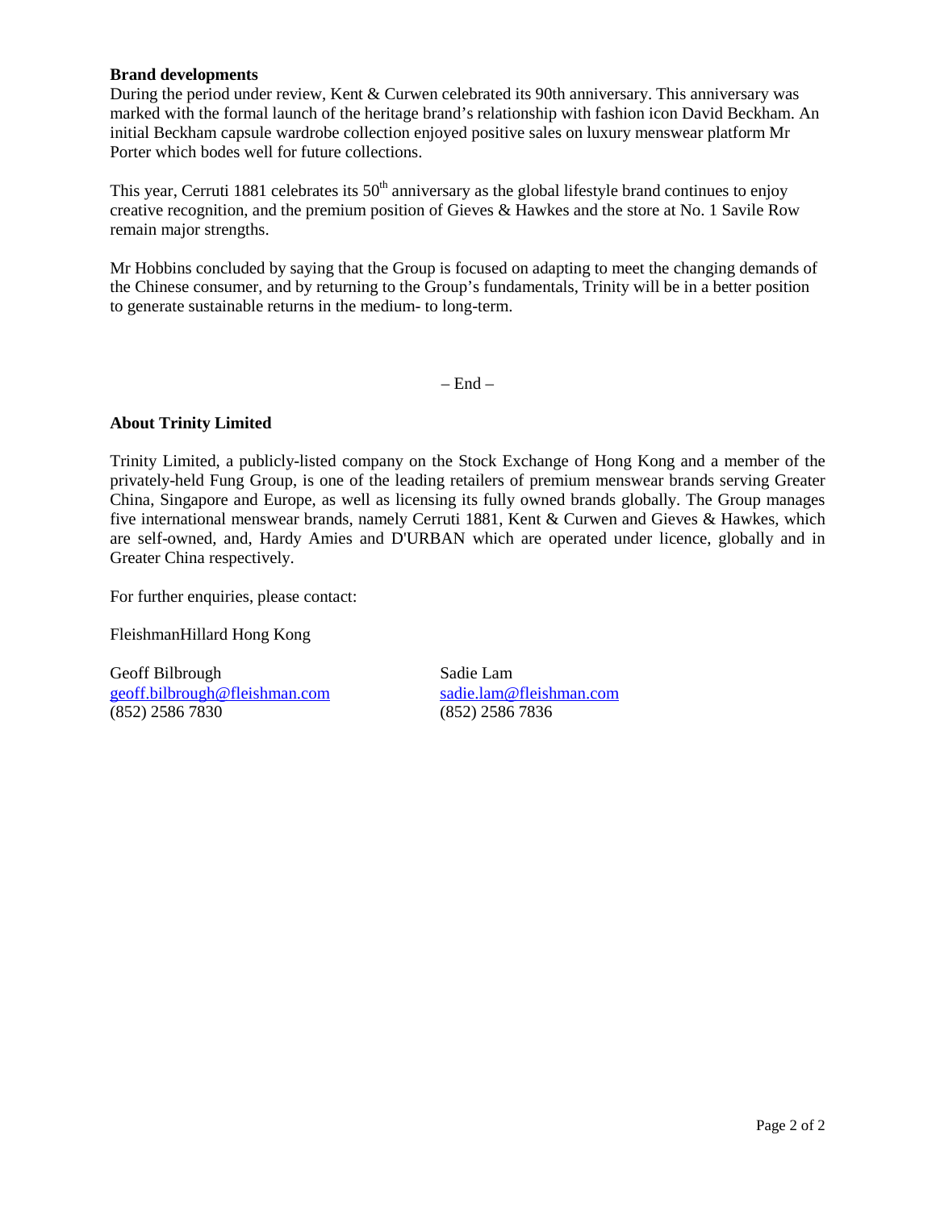**Brand developments**

During the period under review, Kent & Curwen celebrated its 90th anniversary. This anniversary was marked with the formal launch of the heritage brand's relationship with fashion icon David Beckham. An initial Beckham capsule wardrobe collection enjoyed positive sales on luxury menswear platform Mr Porter which bodes well for future collections.

This year, Cerruti 1881 celebrates its 50th anniversary as the global lifestyle brand continues to enjoy creative recognition, and the premium position of Gieves & Hawkes and the store at No. 1 Savile Row remain major strengths.

Mr Hobbins concluded by saying that the Group is focused on adapting to meet the changing demands of the Chinese consumer, and by returning to the Group's fundamentals, Trinity will be in a better position to generate sustainable returns in the medium- to long-term.

– End –

**About Trinity Limited**

Trinity Limited, a publicly-listed company on the Stock Exchange of Hong Kong and a member of the privately-held Fung Group, is one of the leading retailers of premium menswear brands serving Greater China, Singapore and Europe, as well as licensing its fully owned brands globally. The Group manages five international menswear brands, namely Cerruti 1881, Kent & Curwen and Gieves & Hawkes, which are self-owned, and, Hardy Amies and D'URBAN which are operated under licence, globally and in Greater China respectively.

For further enquiries, please contact:

FleishmanHillard Hong Kong

Geoff Bilbrough
geoff.bilbrough@fleishman.com
(852) 2586 7830

Sadie Lam
sadie.lam@fleishman.com
(852) 2586 7836